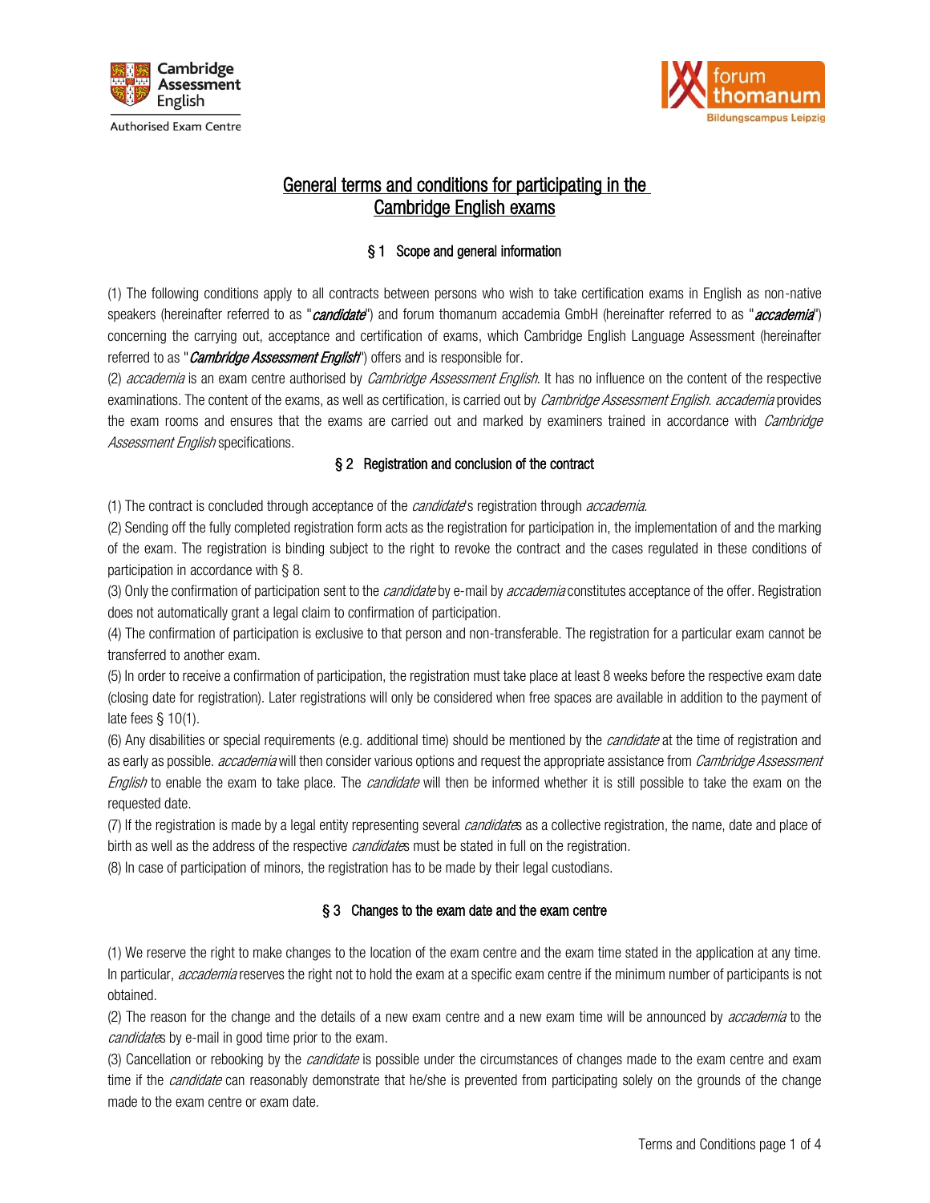# General terms and conditions for participating in the Cambridge English exams

## § 1 Scope and general information

(1) The following conditions apply to all contracts between persons who wish to take certification exams in English as non-native speakers (hereinafter referred to as "*candidate*") and forum thomanum accademia GmbH (hereinafter referred to as "*accademia*") concerning the carrying out, acceptance and certification of exams, which Cambridge English Language Assessment (hereinafter referred to as "*Cambridge Assessment English*") offers and is responsible for.

(2) *accademia* is an exam centre authorised by *Cambridge Assessment English*. It has no influence on the content of the respective examinations. The content of the exams, as well as certification, is carried out by *Cambridge Assessment English*. *accademia* provides the exam rooms and ensures that the exams are carried out and marked by examiners trained in accordance with *Cambridge Assessment English* specifications.

## § 2 Registration and conclusion of the contract

(1) The contract is concluded through acceptance of the *candidate*'s registration through *accademia*.

(2) Sending off the fully completed registration form acts as the registration for participation in, the implementation of and the marking of the exam. The registration is binding subject to the right to revoke the contract and the cases regulated in these conditions of participation in accordance with § 8.

(3) Only the confirmation of participation sent to the *candidate* by e-mail by *accademia* constitutes acceptance of the offer. Registration does not automatically grant a legal claim to confirmation of participation.

(4) The confirmation of participation is exclusive to that person and non-transferable. The registration for a particular exam cannot be transferred to another exam.

(5) In order to receive a confirmation of participation, the registration must take place at least 8 weeks before the respective exam date (closing date for registration). Later registrations will only be considered when free spaces are available in addition to the payment of late fees § 10(1).

(6) Any disabilities or special requirements (e.g. additional time) should be mentioned by the *candidate* at the time of registration and as early as possible. *accademia* will then consider various options and request the appropriate assistance from *Cambridge Assessment English* to enable the exam to take place. The *candidate* will then be informed whether it is still possible to take the exam on the requested date.

(7) If the registration is made by a legal entity representing several *candidates* as a collective registration, the name, date and place of birth as well as the address of the respective *candidates* must be stated in full on the registration.

(8) In case of participation of minors, the registration has to be made by their legal custodians.

## § 3 Changes to the exam date and the exam centre

(1) We reserve the right to make changes to the location of the exam centre and the exam time stated in the application at any time. In particular, *accademia* reserves the right not to hold the exam at a specific exam centre if the minimum number of participants is not obtained.

(2) The reason for the change and the details of a new exam centre and a new exam time will be announced by *accademia* to the *candidates* by e-mail in good time prior to the exam.

(3) Cancellation or rebooking by the *candidate* is possible under the circumstances of changes made to the exam centre and exam time if the *candidate* can reasonably demonstrate that he/she is prevented from participating solely on the grounds of the change made to the exam centre or exam date.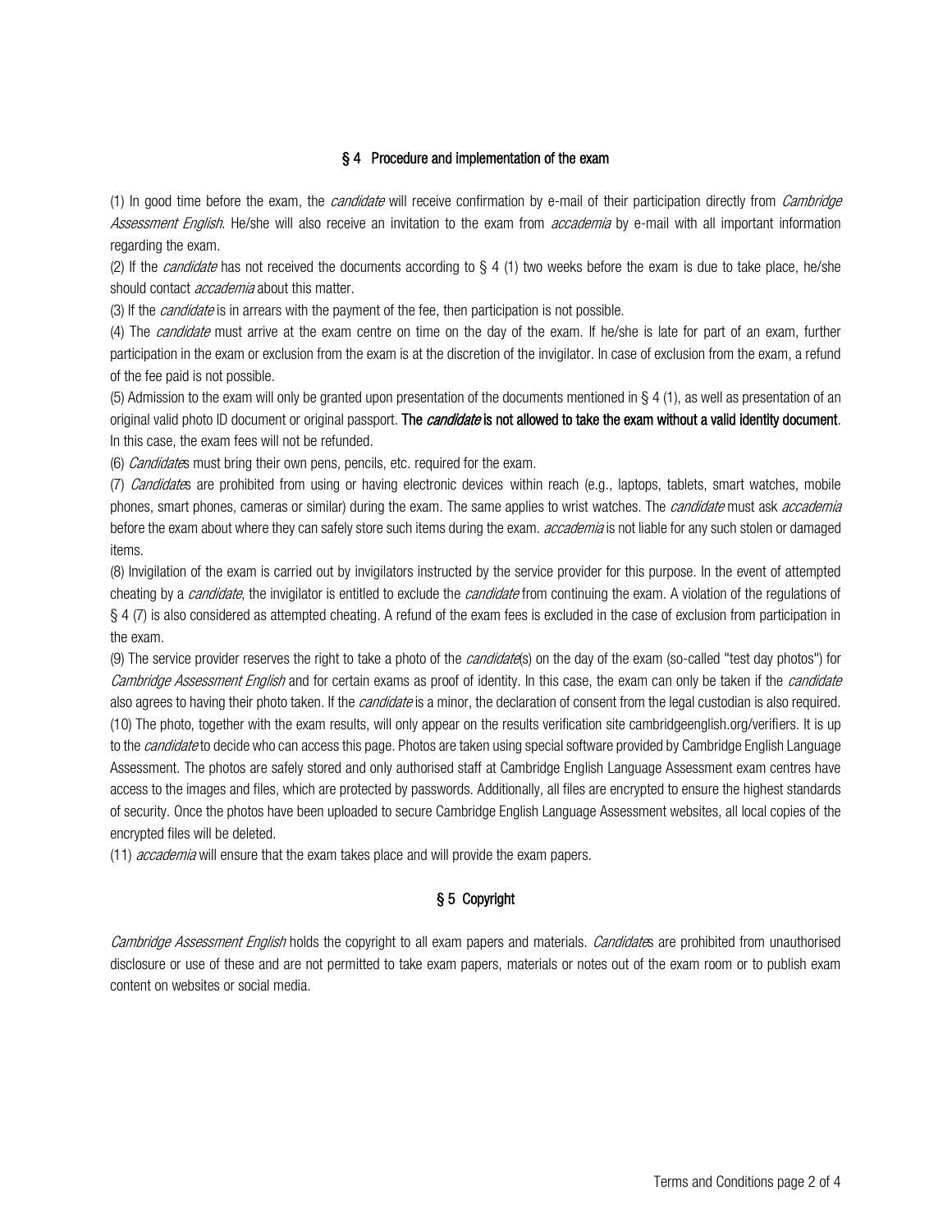## § 4 Procedure and implementation of the exam

(1) In good time before the exam, the *candidate* will receive confirmation by e-mail of their participation directly from *Cambridge Assessment English*. He/she will also receive an invitation to the exam from *accademia* by e-mail with all important information regarding the exam.

(2) If the *candidate* has not received the documents according to § 4 (1) two weeks before the exam is due to take place, he/she should contact *accademia* about this matter.

(3) If the *candidate* is in arrears with the payment of the fee, then participation is not possible.

(4) The *candidate* must arrive at the exam centre on time on the day of the exam. If he/she is late for part of an exam, further participation in the exam or exclusion from the exam is at the discretion of the invigilator. In case of exclusion from the exam, a refund of the fee paid is not possible.

(5) Admission to the exam will only be granted upon presentation of the documents mentioned in § 4 (1), as well as presentation of an original valid photo ID document or original passport. **The *candidate* is not allowed to take the exam without a valid identity document**. In this case, the exam fees will not be refunded.

(6) *Candidate*s must bring their own pens, pencils, etc. required for the exam.

(7) *Candidate*s are prohibited from using or having electronic devices within reach (e.g., laptops, tablets, smart watches, mobile phones, smart phones, cameras or similar) during the exam. The same applies to wrist watches. The *candidate* must ask *accademia* before the exam about where they can safely store such items during the exam. *accademia* is not liable for any such stolen or damaged items.

(8) Invigilation of the exam is carried out by invigilators instructed by the service provider for this purpose. In the event of attempted cheating by a *candidate*, the invigilator is entitled to exclude the *candidate* from continuing the exam. A violation of the regulations of § 4 (7) is also considered as attempted cheating. A refund of the exam fees is excluded in the case of exclusion from participation in the exam.

(9) The service provider reserves the right to take a photo of the *candidate*(s) on the day of the exam (so-called "test day photos") for *Cambridge Assessment English* and for certain exams as proof of identity. In this case, the exam can only be taken if the *candidate* also agrees to having their photo taken. If the *candidate* is a minor, the declaration of consent from the legal custodian is also required.

(10) The photo, together with the exam results, will only appear on the results verification site cambridgeenglish.org/verifiers. It is up to the *candidate* to decide who can access this page. Photos are taken using special software provided by Cambridge English Language Assessment. The photos are safely stored and only authorised staff at Cambridge English Language Assessment exam centres have access to the images and files, which are protected by passwords. Additionally, all files are encrypted to ensure the highest standards of security. Once the photos have been uploaded to secure Cambridge English Language Assessment websites, all local copies of the encrypted files will be deleted.

(11) *accademia* will ensure that the exam takes place and will provide the exam papers.

## § 5 Copyright

*Cambridge Assessment English* holds the copyright to all exam papers and materials. *Candidate*s are prohibited from unauthorised disclosure or use of these and are not permitted to take exam papers, materials or notes out of the exam room or to publish exam content on websites or social media.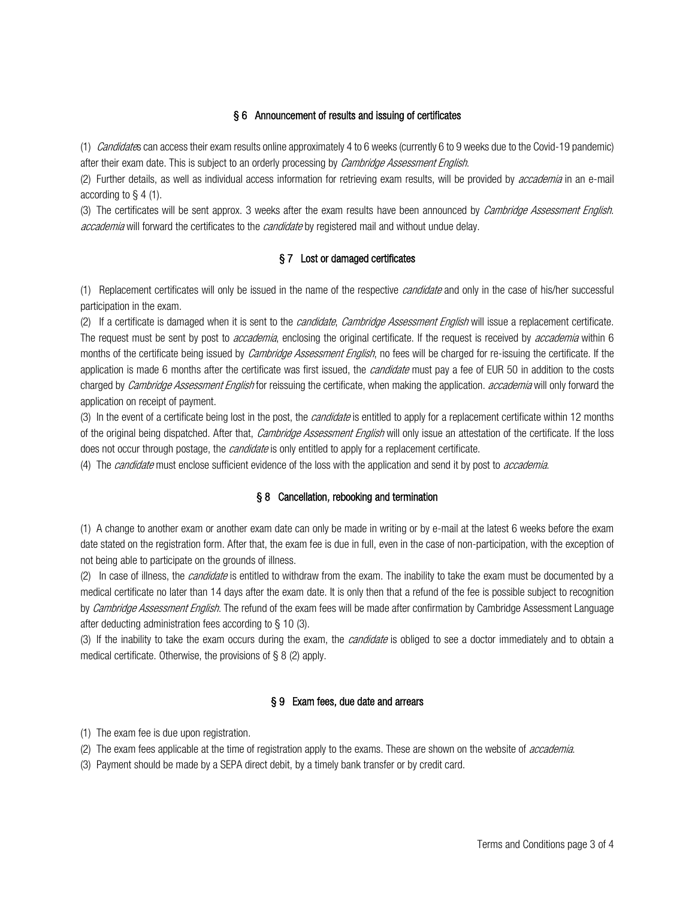### § 6 Announcement of results and issuing of certificates

(1) *Candidate*s can access their exam results online approximately 4 to 6 weeks (currently 6 to 9 weeks due to the Covid-19 pandemic) after their exam date. This is subject to an orderly processing by *Cambridge Assessment English*.

(2) Further details, as well as individual access information for retrieving exam results, will be provided by *accademia* in an e-mail according to § 4 (1).

(3) The certificates will be sent approx. 3 weeks after the exam results have been announced by *Cambridge Assessment English*. *accademia* will forward the certificates to the *candidate* by registered mail and without undue delay.

### § 7 Lost or damaged certificates

(1) Replacement certificates will only be issued in the name of the respective *candidate* and only in the case of his/her successful participation in the exam.

(2) If a certificate is damaged when it is sent to the *candidate*, *Cambridge Assessment English* will issue a replacement certificate. The request must be sent by post to *accademia*, enclosing the original certificate. If the request is received by *accademia* within 6 months of the certificate being issued by *Cambridge Assessment English*, no fees will be charged for re-issuing the certificate. If the application is made 6 months after the certificate was first issued, the *candidate* must pay a fee of EUR 50 in addition to the costs charged by *Cambridge Assessment English* for reissuing the certificate, when making the application. *accademia* will only forward the application on receipt of payment.

(3) In the event of a certificate being lost in the post, the *candidate* is entitled to apply for a replacement certificate within 12 months of the original being dispatched. After that, *Cambridge Assessment English* will only issue an attestation of the certificate. If the loss does not occur through postage, the *candidate* is only entitled to apply for a replacement certificate.

(4) The *candidate* must enclose sufficient evidence of the loss with the application and send it by post to *accademia*.

### § 8 Cancellation, rebooking and termination

(1) A change to another exam or another exam date can only be made in writing or by e-mail at the latest 6 weeks before the exam date stated on the registration form. After that, the exam fee is due in full, even in the case of non-participation, with the exception of not being able to participate on the grounds of illness.

(2) In case of illness, the *candidate* is entitled to withdraw from the exam. The inability to take the exam must be documented by a medical certificate no later than 14 days after the exam date. It is only then that a refund of the fee is possible subject to recognition by *Cambridge Assessment English*. The refund of the exam fees will be made after confirmation by Cambridge Assessment Language after deducting administration fees according to § 10 (3).

(3) If the inability to take the exam occurs during the exam, the *candidate* is obliged to see a doctor immediately and to obtain a medical certificate. Otherwise, the provisions of § 8 (2) apply.

### § 9 Exam fees, due date and arrears

(1) The exam fee is due upon registration.

(2) The exam fees applicable at the time of registration apply to the exams. These are shown on the website of *accademia*.

(3) Payment should be made by a SEPA direct debit, by a timely bank transfer or by credit card.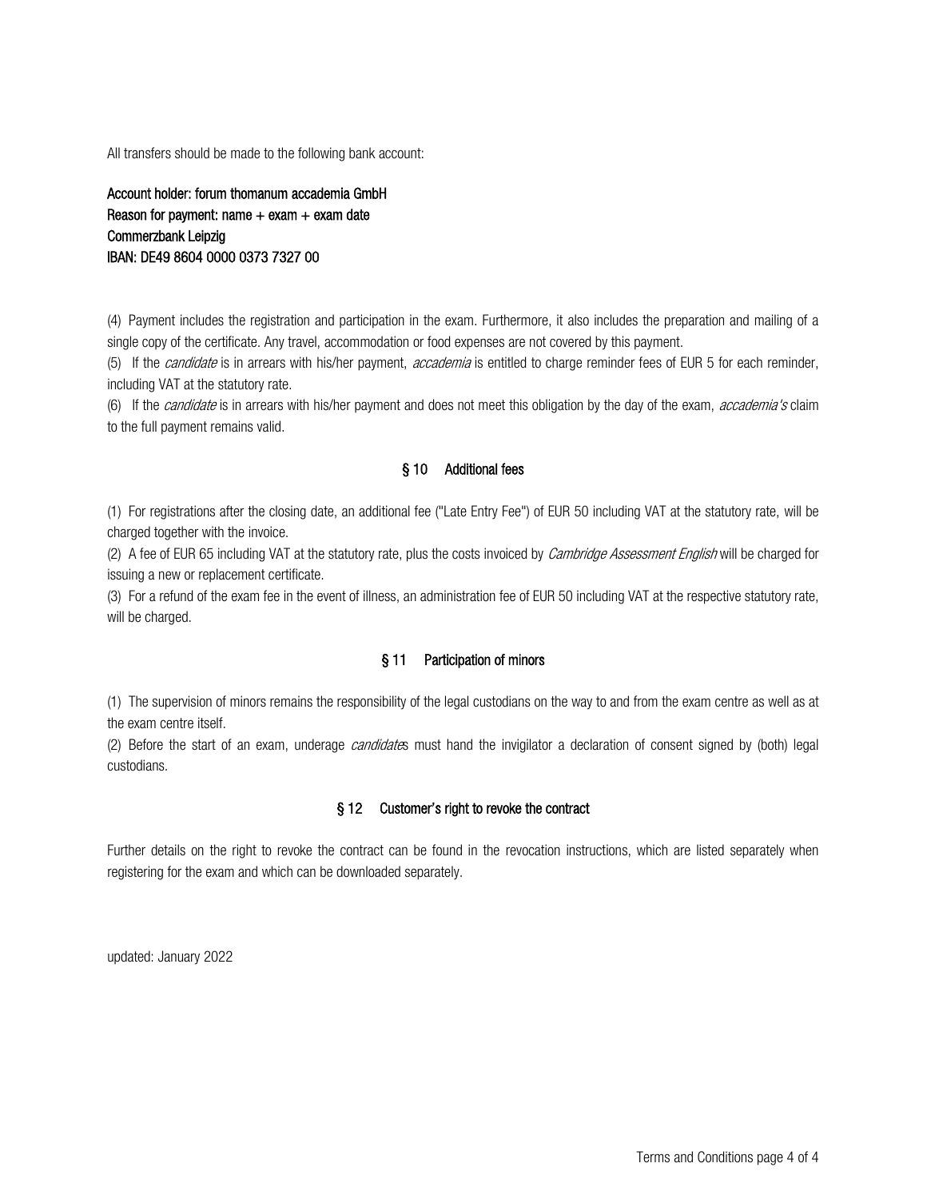All transfers should be made to the following bank account:

**Account holder: forum thomanum accademia GmbH**
**Reason for payment: name + exam + exam date**
**Commerzbank Leipzig**
**IBAN: DE49 8604 0000 0373 7327 00**

(4) Payment includes the registration and participation in the exam. Furthermore, it also includes the preparation and mailing of a single copy of the certificate. Any travel, accommodation or food expenses are not covered by this payment.

(5) If the *candidate* is in arrears with his/her payment, *accademia* is entitled to charge reminder fees of EUR 5 for each reminder, including VAT at the statutory rate.

(6) If the *candidate* is in arrears with his/her payment and does not meet this obligation by the day of the exam, *accademia's* claim to the full payment remains valid.

## § 10 Additional fees

(1) For registrations after the closing date, an additional fee ("Late Entry Fee") of EUR 50 including VAT at the statutory rate, will be charged together with the invoice.

(2) A fee of EUR 65 including VAT at the statutory rate, plus the costs invoiced by *Cambridge Assessment English* will be charged for issuing a new or replacement certificate.

(3) For a refund of the exam fee in the event of illness, an administration fee of EUR 50 including VAT at the respective statutory rate, will be charged.

## § 11 Participation of minors

(1) The supervision of minors remains the responsibility of the legal custodians on the way to and from the exam centre as well as at the exam centre itself.

(2) Before the start of an exam, underage *candidate*s must hand the invigilator a declaration of consent signed by (both) legal custodians.

## § 12 Customer's right to revoke the contract

Further details on the right to revoke the contract can be found in the revocation instructions, which are listed separately when registering for the exam and which can be downloaded separately.

updated: January 2022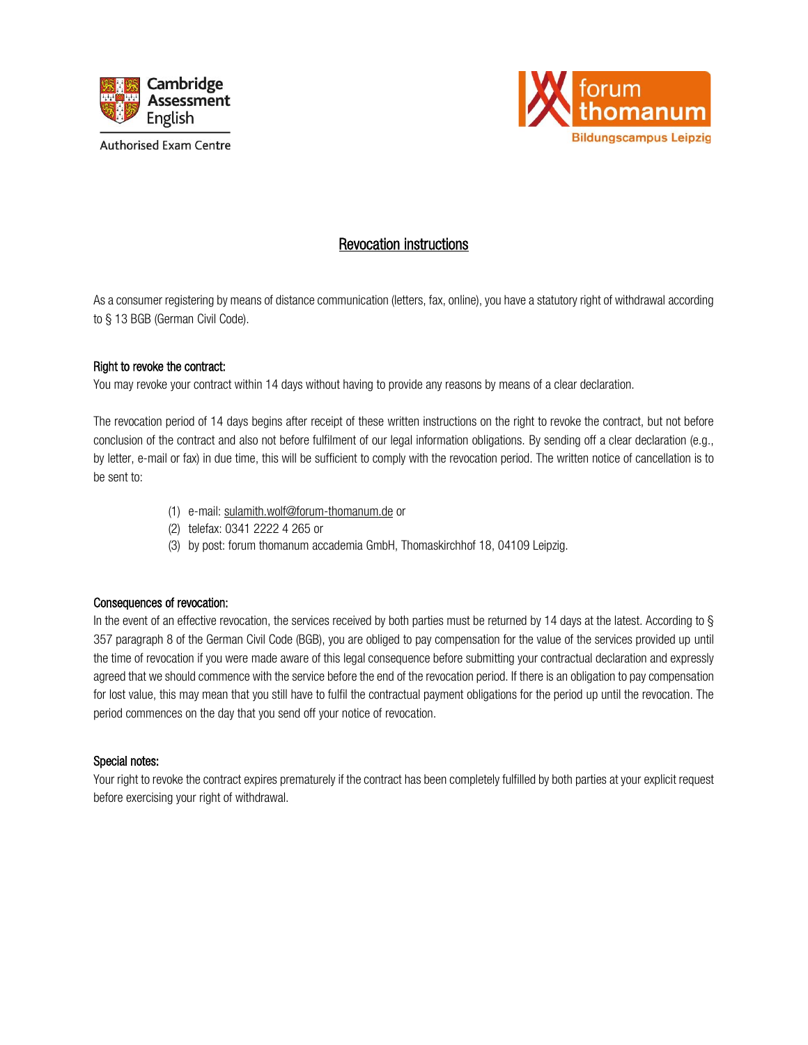Cambridge Assessment English

Authorised Exam Centre

forum thomanum

Bildungscampus Leipzig

# Revocation instructions

As a consumer registering by means of distance communication (letters, fax, online), you have a statutory right of withdrawal according to § 13 BGB (German Civil Code).

## Right to revoke the contract:

You may revoke your contract within 14 days without having to provide any reasons by means of a clear declaration.

The revocation period of 14 days begins after receipt of these written instructions on the right to revoke the contract, but not before conclusion of the contract and also not before fulfilment of our legal information obligations. By sending off a clear declaration (e.g., by letter, e-mail or fax) in due time, this will be sufficient to comply with the revocation period. The written notice of cancellation is to be sent to:

(1) e-mail: sulamith.wolf@forum-thomanum.de or
(2) telefax: 0341 2222 4 265 or
(3) by post: forum thomanum accademia GmbH, Thomaskirchhof 18, 04109 Leipzig.

## Consequences of revocation:

In the event of an effective revocation, the services received by both parties must be returned by 14 days at the latest. According to § 357 paragraph 8 of the German Civil Code (BGB), you are obliged to pay compensation for the value of the services provided up until the time of revocation if you were made aware of this legal consequence before submitting your contractual declaration and expressly agreed that we should commence with the service before the end of the revocation period. If there is an obligation to pay compensation for lost value, this may mean that you still have to fulfil the contractual payment obligations for the period up until the revocation. The period commences on the day that you send off your notice of revocation.

## Special notes:

Your right to revoke the contract expires prematurely if the contract has been completely fulfilled by both parties at your explicit request before exercising your right of withdrawal.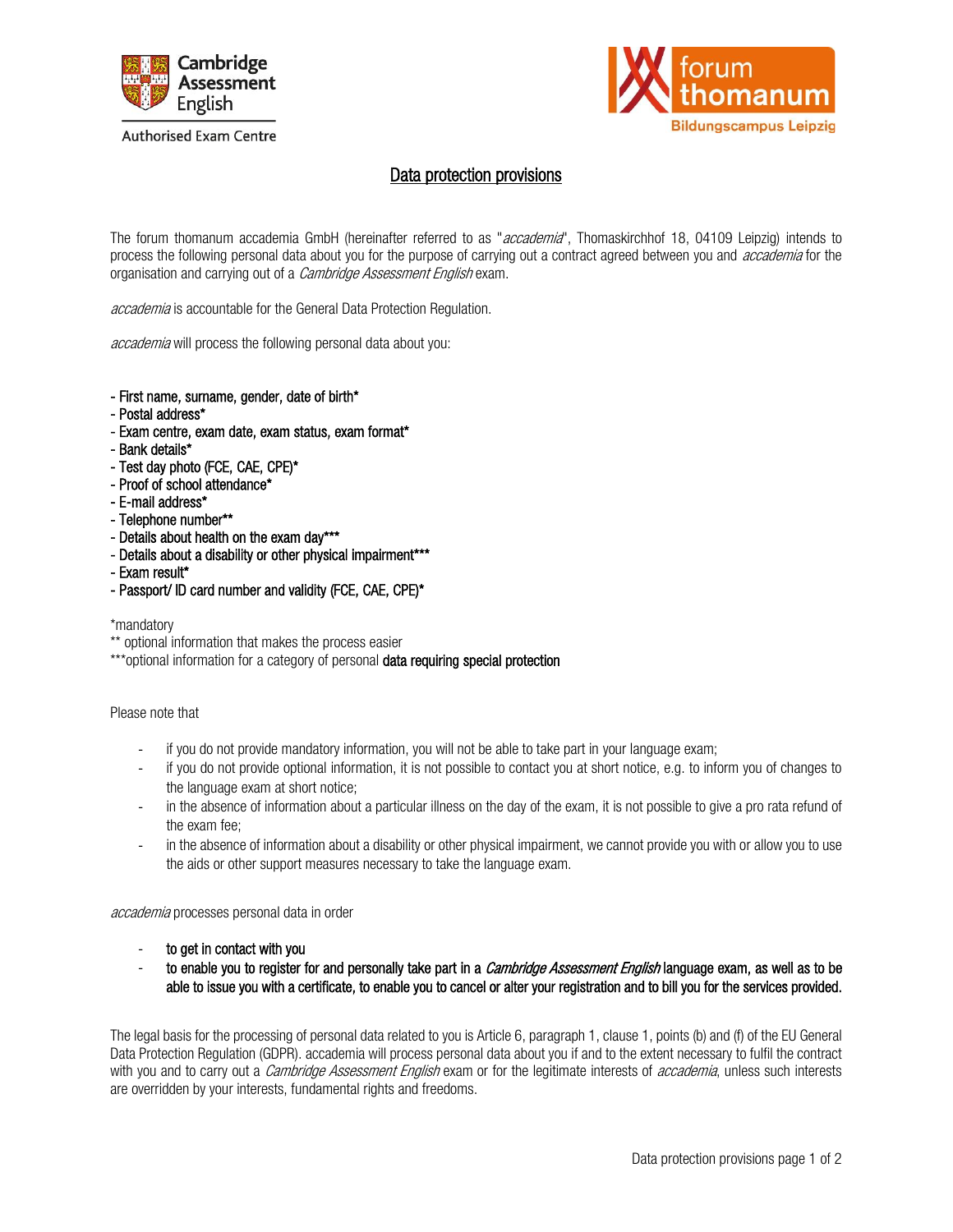Cambridge Assessment English

Authorised Exam Centre

forum thomanum

Bildungscampus Leipzig

# Data protection provisions

The forum thomanum accademia GmbH (hereinafter referred to as "*accademia*", Thomaskirchhof 18, 04109 Leipzig) intends to process the following personal data about you for the purpose of carrying out a contract agreed between you and *accademia* for the organisation and carrying out of a *Cambridge Assessment English* exam.

*accademia* is accountable for the General Data Protection Regulation.

*accademia* will process the following personal data about you:

- First name, surname, gender, date of birth*
- Postal address*
- Exam centre, exam date, exam status, exam format*
- Bank details*
- Test day photo (FCE, CAE, CPE)*
- Proof of school attendance*
- E-mail address*
- Telephone number**
- Details about health on the exam day***
- Details about a disability or other physical impairment***
- Exam result*
- Passport/ ID card number and validity (FCE, CAE, CPE)*

*mandatory
** optional information that makes the process easier
***optional information for a category of personal **data requiring special protection**

Please note that

- if you do not provide mandatory information, you will not be able to take part in your language exam;
- if you do not provide optional information, it is not possible to contact you at short notice, e.g. to inform you of changes to the language exam at short notice;
- in the absence of information about a particular illness on the day of the exam, it is not possible to give a pro rata refund of the exam fee;
- in the absence of information about a disability or other physical impairment, we cannot provide you with or allow you to use the aids or other support measures necessary to take the language exam.

*accademia* processes personal data in order

- to get in contact with you
- to enable you to register for and personally take part in a *Cambridge Assessment English* language exam, as well as to be able to issue you with a certificate, to enable you to cancel or alter your registration and to bill you for the services provided.

The legal basis for the processing of personal data related to you is Article 6, paragraph 1, clause 1, points (b) and (f) of the EU General Data Protection Regulation (GDPR). accademia will process personal data about you if and to the extent necessary to fulfil the contract with you and to carry out a *Cambridge Assessment English* exam or for the legitimate interests of *accademia*, unless such interests are overridden by your interests, fundamental rights and freedoms.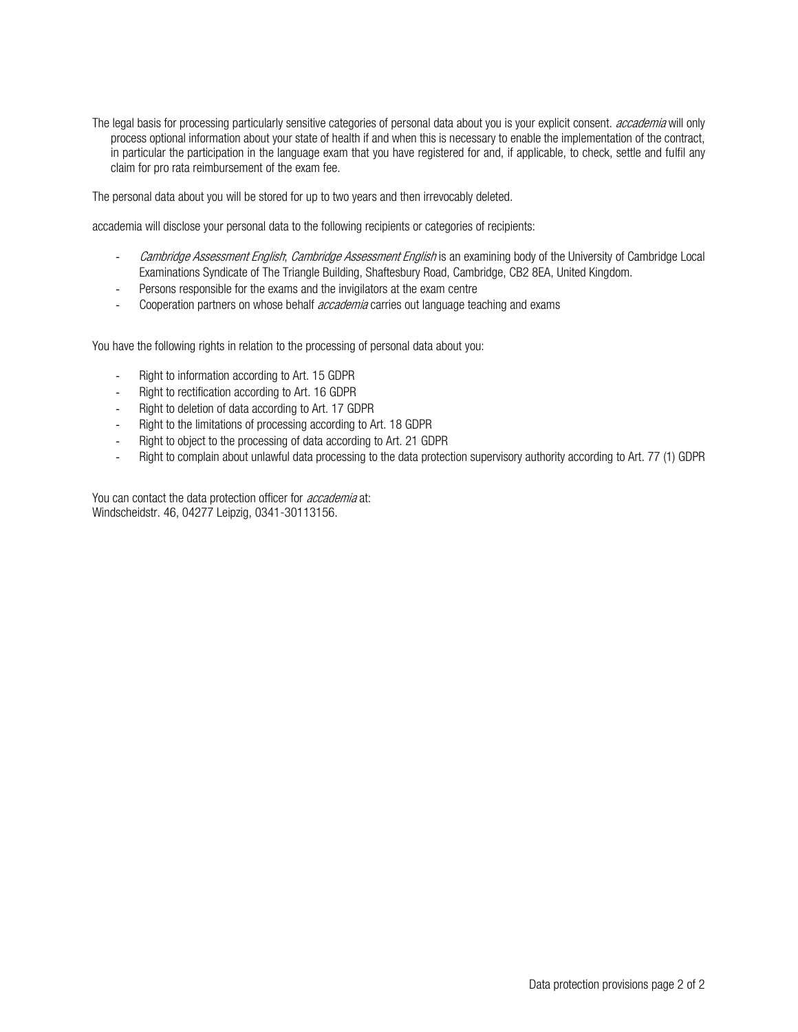The legal basis for processing particularly sensitive categories of personal data about you is your explicit consent. *accademia* will only process optional information about your state of health if and when this is necessary to enable the implementation of the contract, in particular the participation in the language exam that you have registered for and, if applicable, to check, settle and fulfil any claim for pro rata reimbursement of the exam fee.

The personal data about you will be stored for up to two years and then irrevocably deleted.

accademia will disclose your personal data to the following recipients or categories of recipients:

- *Cambridge Assessment English*; *Cambridge Assessment English* is an examining body of the University of Cambridge Local Examinations Syndicate of The Triangle Building, Shaftesbury Road, Cambridge, CB2 8EA, United Kingdom.
- Persons responsible for the exams and the invigilators at the exam centre
- Cooperation partners on whose behalf *accademia* carries out language teaching and exams

You have the following rights in relation to the processing of personal data about you:

- Right to information according to Art. 15 GDPR
- Right to rectification according to Art. 16 GDPR
- Right to deletion of data according to Art. 17 GDPR
- Right to the limitations of processing according to Art. 18 GDPR
- Right to object to the processing of data according to Art. 21 GDPR
- Right to complain about unlawful data processing to the data protection supervisory authority according to Art. 77 (1) GDPR

You can contact the data protection officer for *accademia* at:
Windscheidstr. 46, 04277 Leipzig, 0341-30113156.